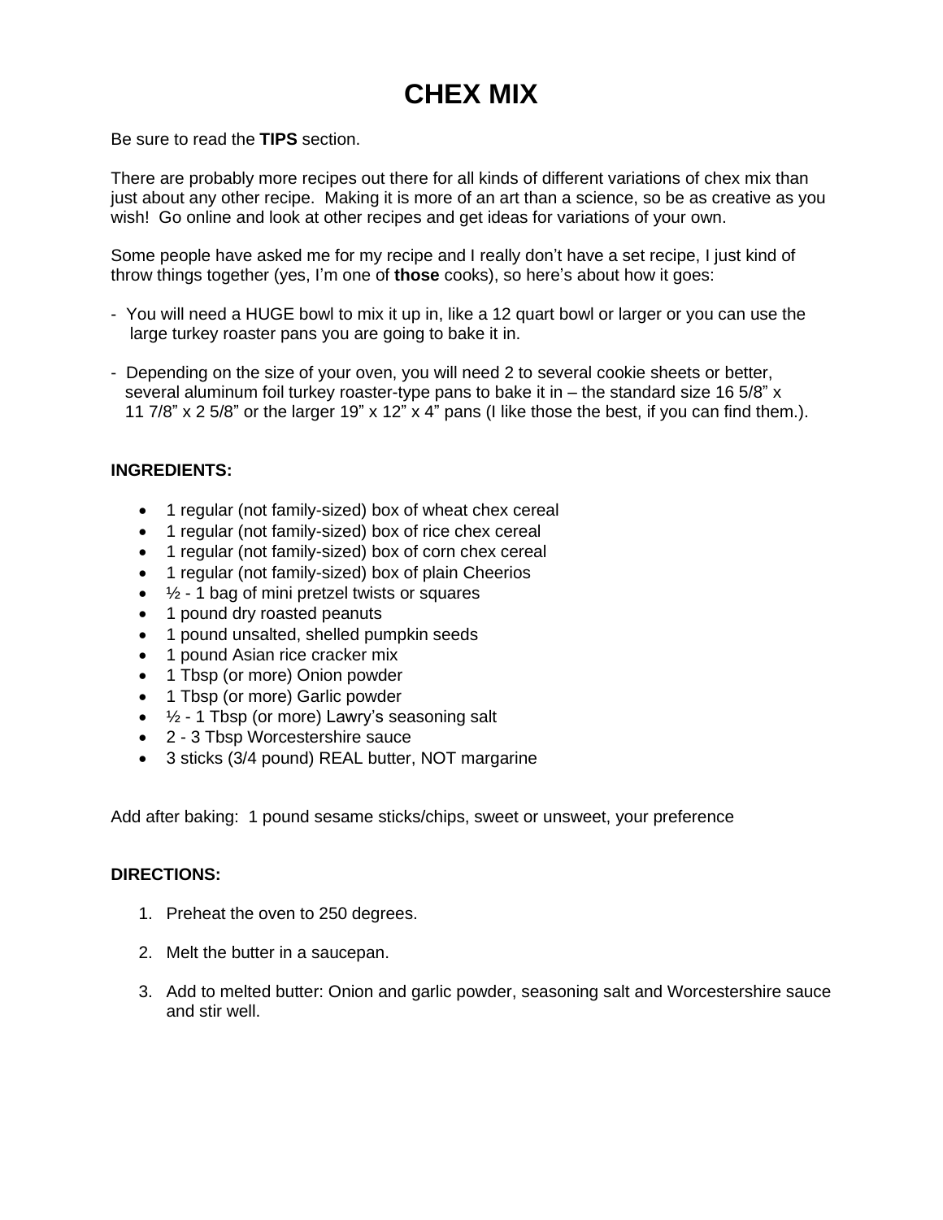# CHEX MIX

Be sure to read the **TIPS** section.

There are probably more recipes out there for all kinds of different variations of chex mix than just about any other recipe. Making it is more of an art than a science, so be as creative as you wish! Go online and look at other recipes and get ideas for variations of your own.

Some people have asked me for my recipe and I really don't have a set recipe, I just kind of throw things together (yes, I'm one of **those** cooks), so here's about how it goes:

- You will need a HUGE bowl to mix it up in, like a 12 quart bowl or larger or you can use the large turkey roaster pans you are going to bake it in.

- Depending on the size of your oven, you will need 2 to several cookie sheets or better, several aluminum foil turkey roaster-type pans to bake it in – the standard size 16 5/8" x 11 7/8" x 2 5/8" or the larger 19" x 12" x 4" pans (I like those the best, if you can find them.).

**INGREDIENTS:**

- 1 regular (not family-sized) box of wheat chex cereal
- 1 regular (not family-sized) box of rice chex cereal
- 1 regular (not family-sized) box of corn chex cereal
- 1 regular (not family-sized) box of plain Cheerios
- ½ - 1 bag of mini pretzel twists or squares
- 1 pound dry roasted peanuts
- 1 pound unsalted, shelled pumpkin seeds
- 1 pound Asian rice cracker mix
- 1 Tbsp (or more) Onion powder
- 1 Tbsp (or more) Garlic powder
- ½ - 1 Tbsp (or more) Lawry's seasoning salt
- 2 - 3 Tbsp Worcestershire sauce
- 3 sticks (3/4 pound) REAL butter, NOT margarine

Add after baking: 1 pound sesame sticks/chips, sweet or unsweet, your preference

**DIRECTIONS:**

1. Preheat the oven to 250 degrees.

2. Melt the butter in a saucepan.

3. Add to melted butter: Onion and garlic powder, seasoning salt and Worcestershire sauce and stir well.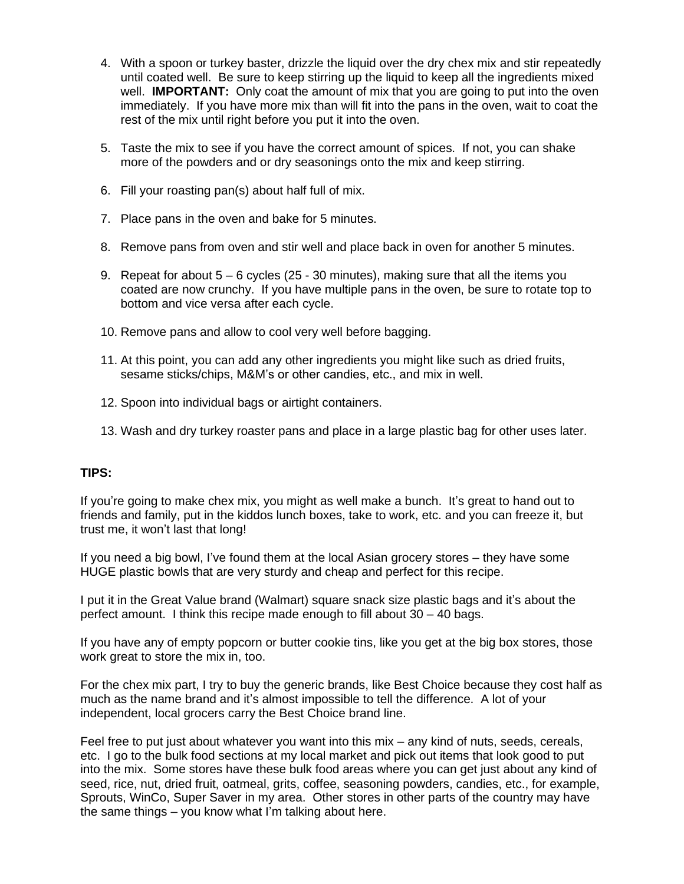4. With a spoon or turkey baster, drizzle the liquid over the dry chex mix and stir repeatedly until coated well. Be sure to keep stirring up the liquid to keep all the ingredients mixed well. **IMPORTANT:** Only coat the amount of mix that you are going to put into the oven immediately. If you have more mix than will fit into the pans in the oven, wait to coat the rest of the mix until right before you put it into the oven.

5. Taste the mix to see if you have the correct amount of spices. If not, you can shake more of the powders and or dry seasonings onto the mix and keep stirring.

6. Fill your roasting pan(s) about half full of mix.

7. Place pans in the oven and bake for 5 minutes.

8. Remove pans from oven and stir well and place back in oven for another 5 minutes.

9. Repeat for about 5 – 6 cycles (25 - 30 minutes), making sure that all the items you coated are now crunchy. If you have multiple pans in the oven, be sure to rotate top to bottom and vice versa after each cycle.

10. Remove pans and allow to cool very well before bagging.

11. At this point, you can add any other ingredients you might like such as dried fruits, sesame sticks/chips, M&M's or other candies, etc., and mix in well.

12. Spoon into individual bags or airtight containers.

13. Wash and dry turkey roaster pans and place in a large plastic bag for other uses later.

**TIPS:**

If you're going to make chex mix, you might as well make a bunch. It's great to hand out to friends and family, put in the kiddos lunch boxes, take to work, etc. and you can freeze it, but trust me, it won't last that long!

If you need a big bowl, I've found them at the local Asian grocery stores – they have some HUGE plastic bowls that are very sturdy and cheap and perfect for this recipe.

I put it in the Great Value brand (Walmart) square snack size plastic bags and it's about the perfect amount. I think this recipe made enough to fill about 30 – 40 bags.

If you have any of empty popcorn or butter cookie tins, like you get at the big box stores, those work great to store the mix in, too.

For the chex mix part, I try to buy the generic brands, like Best Choice because they cost half as much as the name brand and it's almost impossible to tell the difference. A lot of your independent, local grocers carry the Best Choice brand line.

Feel free to put just about whatever you want into this mix – any kind of nuts, seeds, cereals, etc. I go to the bulk food sections at my local market and pick out items that look good to put into the mix. Some stores have these bulk food areas where you can get just about any kind of seed, rice, nut, dried fruit, oatmeal, grits, coffee, seasoning powders, candies, etc., for example, Sprouts, WinCo, Super Saver in my area. Other stores in other parts of the country may have the same things – you know what I'm talking about here.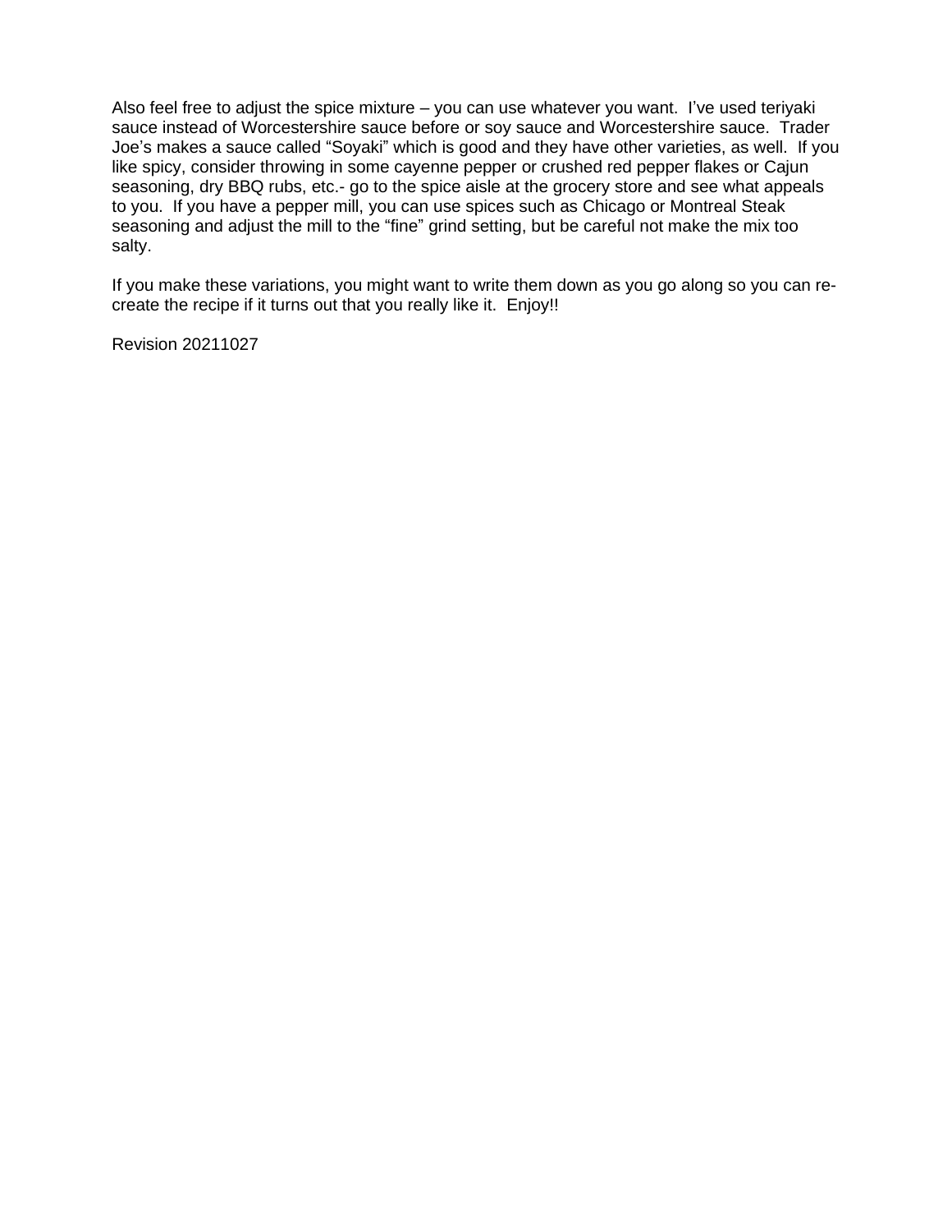Also feel free to adjust the spice mixture – you can use whatever you want. I've used teriyaki sauce instead of Worcestershire sauce before or soy sauce and Worcestershire sauce. Trader Joe's makes a sauce called "Soyaki" which is good and they have other varieties, as well. If you like spicy, consider throwing in some cayenne pepper or crushed red pepper flakes or Cajun seasoning, dry BBQ rubs, etc.- go to the spice aisle at the grocery store and see what appeals to you. If you have a pepper mill, you can use spices such as Chicago or Montreal Steak seasoning and adjust the mill to the "fine" grind setting, but be careful not make the mix too salty.

If you make these variations, you might want to write them down as you go along so you can re-create the recipe if it turns out that you really like it. Enjoy!!

Revision 20211027